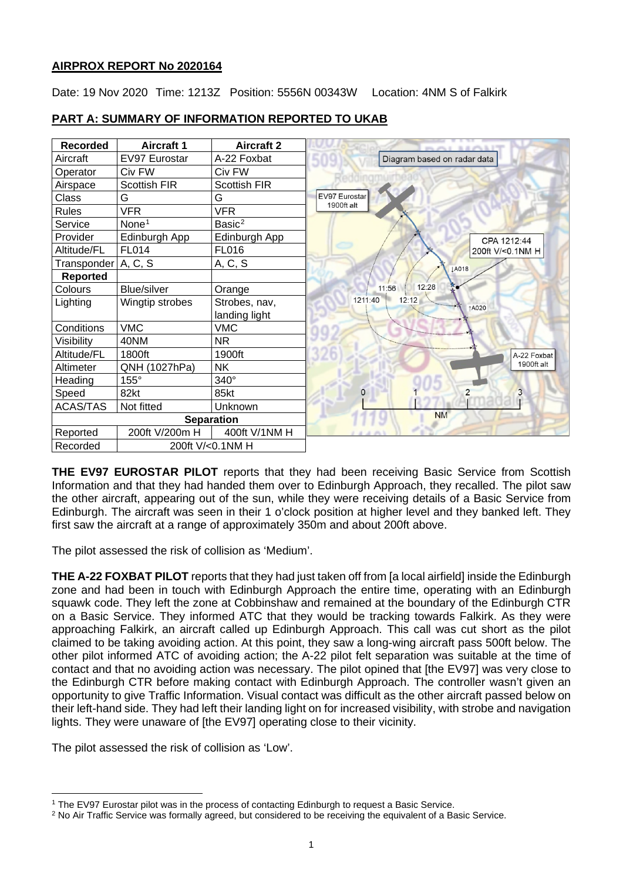## AIRPROX REPORT No 2020164

Date: 19 Nov 2020 Time: 1213Z Position: 5556N 00343W Location: 4NM S of Falkirk

## PART A: SUMMARY OF INFORMATION REPORTED TO UKAB

| Recorded | Aircraft 1 | Aircraft 2 |
|---|---|---|
| Aircraft | EV97 Eurostar | A-22 Foxbat |
| Operator | Civ FW | Civ FW |
| Airspace | Scottish FIR | Scottish FIR |
| Class | G | G |
| Rules | VFR | VFR |
| Service | None[1] | Basic[2] |
| Provider | Edinburgh App | Edinburgh App |
| Altitude/FL | FL014 | FL016 |
| Transponder | A, C, S | A, C, S |
| **Reported** | | |
| Colours | Blue/silver | Orange |
| Lighting | Wingtip strobes | Strobes, nav, landing light |
| Conditions | VMC | VMC |
| Visibility | 40NM | NR |
| Altitude/FL | 1800ft | 1900ft |
| Altimeter | QNH (1027hPa) | NK |
| Heading | 155° | 340° |
| Speed | 82kt | 85kt |
| ACAS/TAS | Not fitted | Unknown |
| **Separation** | | |
| Reported | 200ft V/200m H | 400ft V/1NM H |
| Recorded | 200ft V/<0.1NM H | |

Diagram based on radar data

EV97 Eurostar 1900ft alt

CPA 1212:44 200ft V/<0.1NM H

A-22 Foxbat 1900ft alt

**THE EV97 EUROSTAR PILOT** reports that they had been receiving Basic Service from Scottish Information and that they had handed them over to Edinburgh Approach, they recalled. The pilot saw the other aircraft, appearing out of the sun, while they were receiving details of a Basic Service from Edinburgh. The aircraft was seen in their 1 o'clock position at higher level and they banked left. They first saw the aircraft at a range of approximately 350m and about 200ft above.

The pilot assessed the risk of collision as 'Medium'.

**THE A-22 FOXBAT PILOT** reports that they had just taken off from [a local airfield] inside the Edinburgh zone and had been in touch with Edinburgh Approach the entire time, operating with an Edinburgh squawk code. They left the zone at Cobbinshaw and remained at the boundary of the Edinburgh CTR on a Basic Service. They informed ATC that they would be tracking towards Falkirk. As they were approaching Falkirk, an aircraft called up Edinburgh Approach. This call was cut short as the pilot claimed to be taking avoiding action. At this point, they saw a long-wing aircraft pass 500ft below. The other pilot informed ATC of avoiding action; the A-22 pilot felt separation was suitable at the time of contact and that no avoiding action was necessary. The pilot opined that [the EV97] was very close to the Edinburgh CTR before making contact with Edinburgh Approach. The controller wasn't given an opportunity to give Traffic Information. Visual contact was difficult as the other aircraft passed below on their left-hand side. They had left their landing light on for increased visibility, with strobe and navigation lights. They were unaware of [the EV97] operating close to their vicinity.

The pilot assessed the risk of collision as 'Low'.

[1] The EV97 Eurostar pilot was in the process of contacting Edinburgh to request a Basic Service.

[2] No Air Traffic Service was formally agreed, but considered to be receiving the equivalent of a Basic Service.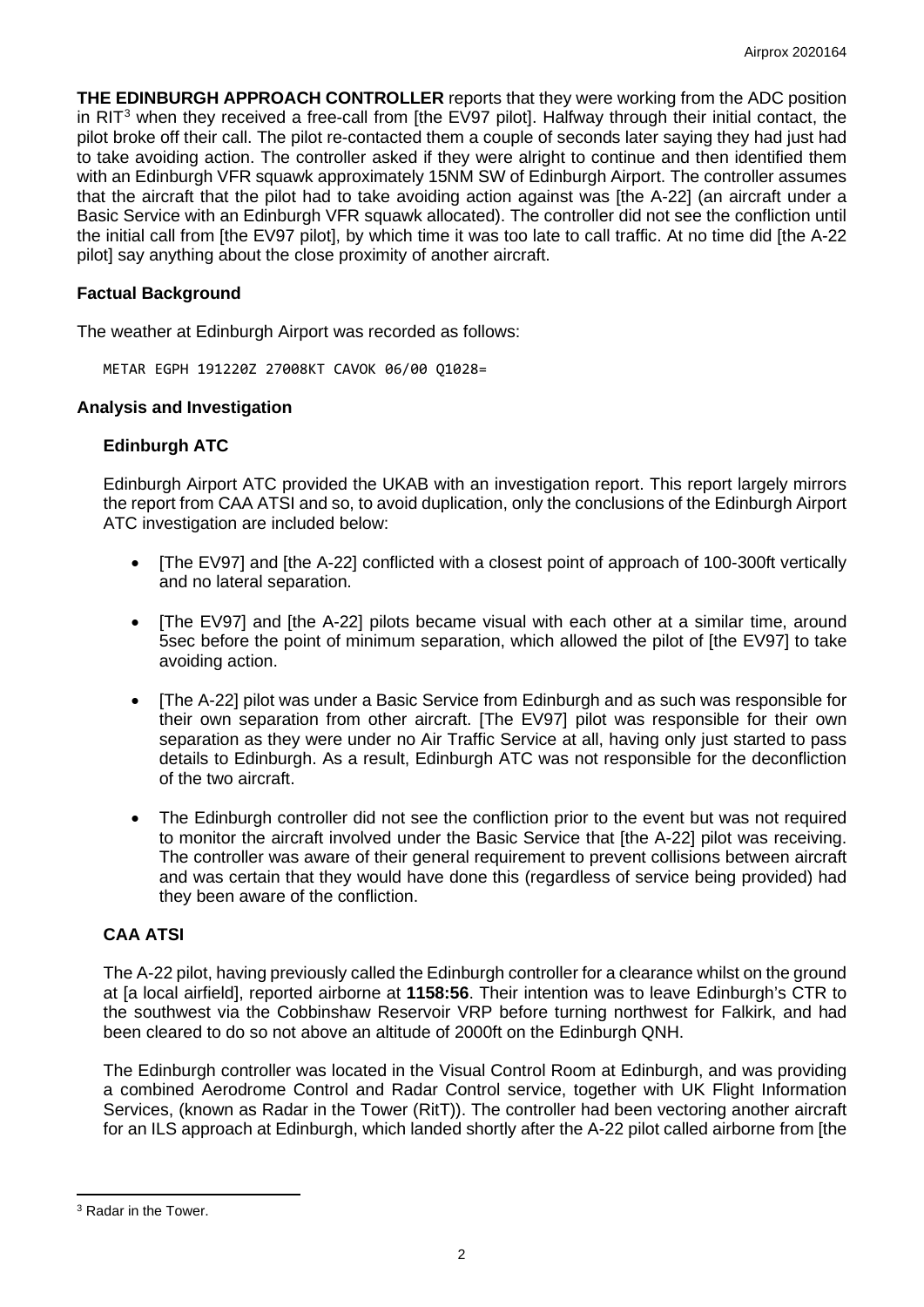**THE EDINBURGH APPROACH CONTROLLER** reports that they were working from the ADC position in RIT[3] when they received a free-call from [the EV97 pilot]. Halfway through their initial contact, the pilot broke off their call. The pilot re-contacted them a couple of seconds later saying they had just had to take avoiding action. The controller asked if they were alright to continue and then identified them with an Edinburgh VFR squawk approximately 15NM SW of Edinburgh Airport. The controller assumes that the aircraft that the pilot had to take avoiding action against was [the A-22] (an aircraft under a Basic Service with an Edinburgh VFR squawk allocated). The controller did not see the confliction until the initial call from [the EV97 pilot], by which time it was too late to call traffic. At no time did [the A-22 pilot] say anything about the close proximity of another aircraft.

### Factual Background

The weather at Edinburgh Airport was recorded as follows:

```
METAR EGPH 191220Z 27008KT CAVOK 06/00 Q1028=
```

### Analysis and Investigation

#### Edinburgh ATC

Edinburgh Airport ATC provided the UKAB with an investigation report. This report largely mirrors the report from CAA ATSI and so, to avoid duplication, only the conclusions of the Edinburgh Airport ATC investigation are included below:

- [The EV97] and [the A-22] conflicted with a closest point of approach of 100-300ft vertically and no lateral separation.
- [The EV97] and [the A-22] pilots became visual with each other at a similar time, around 5sec before the point of minimum separation, which allowed the pilot of [the EV97] to take avoiding action.
- [The A-22] pilot was under a Basic Service from Edinburgh and as such was responsible for their own separation from other aircraft. [The EV97] pilot was responsible for their own separation as they were under no Air Traffic Service at all, having only just started to pass details to Edinburgh. As a result, Edinburgh ATC was not responsible for the deconfliction of the two aircraft.
- The Edinburgh controller did not see the confliction prior to the event but was not required to monitor the aircraft involved under the Basic Service that [the A-22] pilot was receiving. The controller was aware of their general requirement to prevent collisions between aircraft and was certain that they would have done this (regardless of service being provided) had they been aware of the confliction.

#### CAA ATSI

The A-22 pilot, having previously called the Edinburgh controller for a clearance whilst on the ground at [a local airfield], reported airborne at **1158:56**. Their intention was to leave Edinburgh's CTR to the southwest via the Cobbinshaw Reservoir VRP before turning northwest for Falkirk, and had been cleared to do so not above an altitude of 2000ft on the Edinburgh QNH.

The Edinburgh controller was located in the Visual Control Room at Edinburgh, and was providing a combined Aerodrome Control and Radar Control service, together with UK Flight Information Services, (known as Radar in the Tower (RitT)). The controller had been vectoring another aircraft for an ILS approach at Edinburgh, which landed shortly after the A-22 pilot called airborne from [the

[3] Radar in the Tower.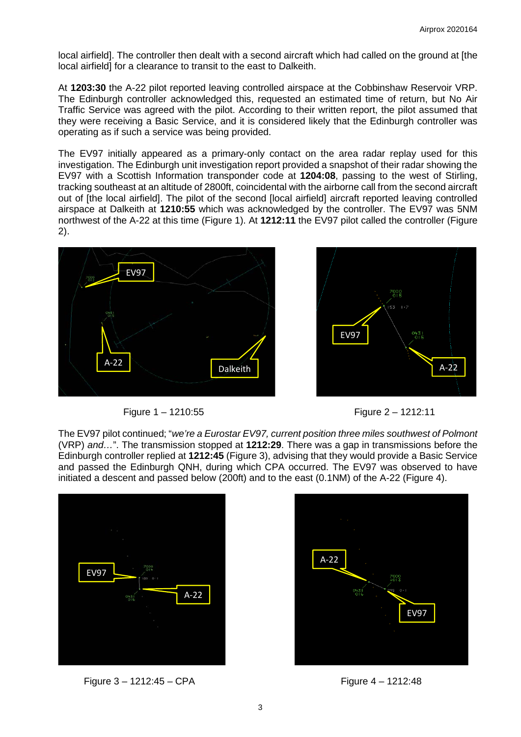local airfield]. The controller then dealt with a second aircraft which had called on the ground at [the local airfield] for a clearance to transit to the east to Dalkeith.

At **1203:30** the A-22 pilot reported leaving controlled airspace at the Cobbinshaw Reservoir VRP. The Edinburgh controller acknowledged this, requested an estimated time of return, but No Air Traffic Service was agreed with the pilot. According to their written report, the pilot assumed that they were receiving a Basic Service, and it is considered likely that the Edinburgh controller was operating as if such a service was being provided.

The EV97 initially appeared as a primary-only contact on the area radar replay used for this investigation. The Edinburgh unit investigation report provided a snapshot of their radar showing the EV97 with a Scottish Information transponder code at **1204:08**, passing to the west of Stirling, tracking southeast at an altitude of 2800ft, coincidental with the airborne call from the second aircraft out of [the local airfield]. The pilot of the second [local airfield] aircraft reported leaving controlled airspace at Dalkeith at **1210:55** which was acknowledged by the controller. The EV97 was 5NM northwest of the A-22 at this time (Figure 1). At **1212:11** the EV97 pilot called the controller (Figure 2).

Figure 1 – 1210:55

Figure 2 – 1212:11

The EV97 pilot continued; "*we're a Eurostar EV97, current position three miles southwest of Polmont* (VRP) *and…*". The transmission stopped at **1212:29**. There was a gap in transmissions before the Edinburgh controller replied at **1212:45** (Figure 3), advising that they would provide a Basic Service and passed the Edinburgh QNH, during which CPA occurred. The EV97 was observed to have initiated a descent and passed below (200ft) and to the east (0.1NM) of the A-22 (Figure 4).

Figure 3 – 1212:45 – CPA

Figure 4 – 1212:48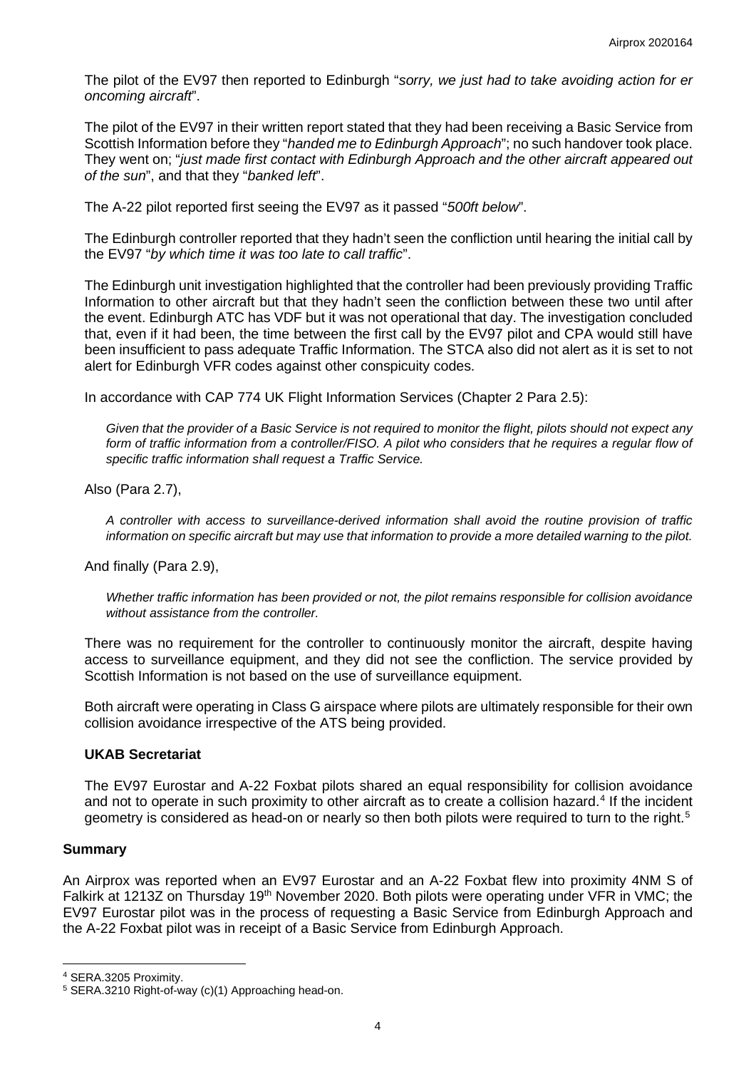The pilot of the EV97 then reported to Edinburgh "*sorry, we just had to take avoiding action for er oncoming aircraft*".

The pilot of the EV97 in their written report stated that they had been receiving a Basic Service from Scottish Information before they "*handed me to Edinburgh Approach*"; no such handover took place. They went on; "*just made first contact with Edinburgh Approach and the other aircraft appeared out of the sun*", and that they "*banked left*".

The A-22 pilot reported first seeing the EV97 as it passed "*500ft below*".

The Edinburgh controller reported that they hadn't seen the confliction until hearing the initial call by the EV97 "*by which time it was too late to call traffic*".

The Edinburgh unit investigation highlighted that the controller had been previously providing Traffic Information to other aircraft but that they hadn't seen the confliction between these two until after the event. Edinburgh ATC has VDF but it was not operational that day. The investigation concluded that, even if it had been, the time between the first call by the EV97 pilot and CPA would still have been insufficient to pass adequate Traffic Information. The STCA also did not alert as it is set to not alert for Edinburgh VFR codes against other conspicuity codes.

In accordance with CAP 774 UK Flight Information Services (Chapter 2 Para 2.5):

> *Given that the provider of a Basic Service is not required to monitor the flight, pilots should not expect any form of traffic information from a controller/FISO. A pilot who considers that he requires a regular flow of specific traffic information shall request a Traffic Service.*

Also (Para 2.7),

> *A controller with access to surveillance-derived information shall avoid the routine provision of traffic information on specific aircraft but may use that information to provide a more detailed warning to the pilot.*

And finally (Para 2.9),

> *Whether traffic information has been provided or not, the pilot remains responsible for collision avoidance without assistance from the controller.*

There was no requirement for the controller to continuously monitor the aircraft, despite having access to surveillance equipment, and they did not see the confliction. The service provided by Scottish Information is not based on the use of surveillance equipment.

Both aircraft were operating in Class G airspace where pilots are ultimately responsible for their own collision avoidance irrespective of the ATS being provided.

### UKAB Secretariat

The EV97 Eurostar and A-22 Foxbat pilots shared an equal responsibility for collision avoidance and not to operate in such proximity to other aircraft as to create a collision hazard.[4] If the incident geometry is considered as head-on or nearly so then both pilots were required to turn to the right.[5]

## Summary

An Airprox was reported when an EV97 Eurostar and an A-22 Foxbat flew into proximity 4NM S of Falkirk at 1213Z on Thursday 19th November 2020. Both pilots were operating under VFR in VMC; the EV97 Eurostar pilot was in the process of requesting a Basic Service from Edinburgh Approach and the A-22 Foxbat pilot was in receipt of a Basic Service from Edinburgh Approach.

---

[4] SERA.3205 Proximity.

[5] SERA.3210 Right-of-way (c)(1) Approaching head-on.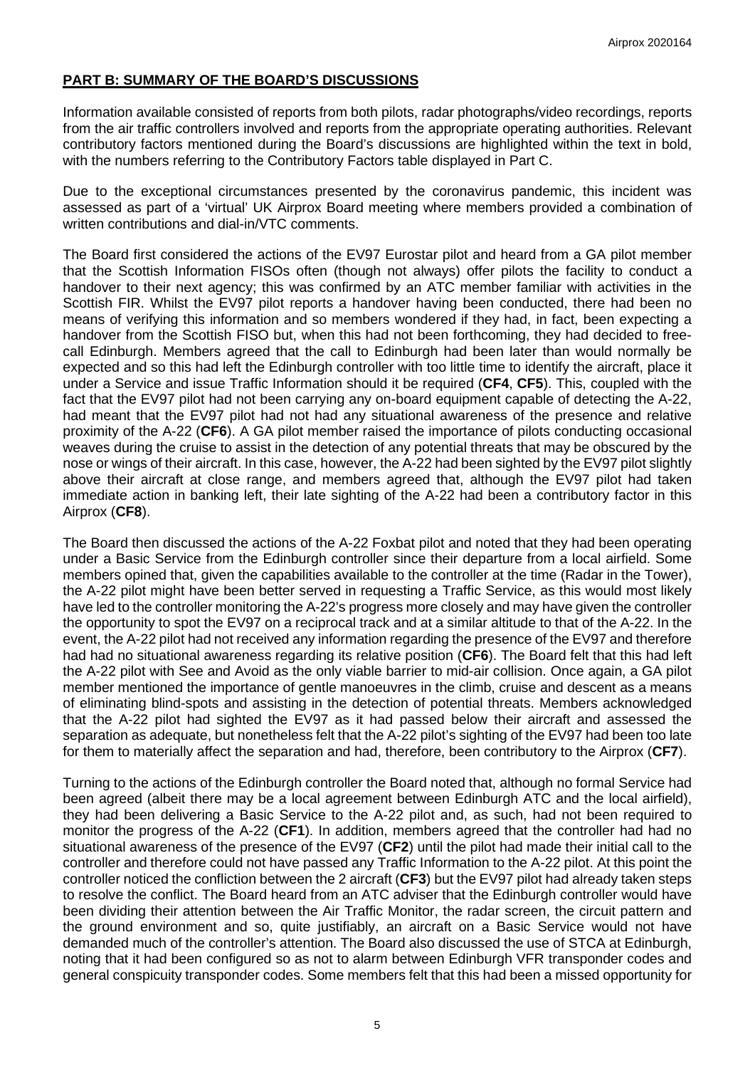## PART B: SUMMARY OF THE BOARD'S DISCUSSIONS

Information available consisted of reports from both pilots, radar photographs/video recordings, reports from the air traffic controllers involved and reports from the appropriate operating authorities. Relevant contributory factors mentioned during the Board's discussions are highlighted within the text in bold, with the numbers referring to the Contributory Factors table displayed in Part C.

Due to the exceptional circumstances presented by the coronavirus pandemic, this incident was assessed as part of a 'virtual' UK Airprox Board meeting where members provided a combination of written contributions and dial-in/VTC comments.

The Board first considered the actions of the EV97 Eurostar pilot and heard from a GA pilot member that the Scottish Information FISOs often (though not always) offer pilots the facility to conduct a handover to their next agency; this was confirmed by an ATC member familiar with activities in the Scottish FIR. Whilst the EV97 pilot reports a handover having been conducted, there had been no means of verifying this information and so members wondered if they had, in fact, been expecting a handover from the Scottish FISO but, when this had not been forthcoming, they had decided to free-call Edinburgh. Members agreed that the call to Edinburgh had been later than would normally be expected and so this had left the Edinburgh controller with too little time to identify the aircraft, place it under a Service and issue Traffic Information should it be required (**CF4**, **CF5**). This, coupled with the fact that the EV97 pilot had not been carrying any on-board equipment capable of detecting the A-22, had meant that the EV97 pilot had not had any situational awareness of the presence and relative proximity of the A-22 (**CF6**). A GA pilot member raised the importance of pilots conducting occasional weaves during the cruise to assist in the detection of any potential threats that may be obscured by the nose or wings of their aircraft. In this case, however, the A-22 had been sighted by the EV97 pilot slightly above their aircraft at close range, and members agreed that, although the EV97 pilot had taken immediate action in banking left, their late sighting of the A-22 had been a contributory factor in this Airprox (**CF8**).

The Board then discussed the actions of the A-22 Foxbat pilot and noted that they had been operating under a Basic Service from the Edinburgh controller since their departure from a local airfield. Some members opined that, given the capabilities available to the controller at the time (Radar in the Tower), the A-22 pilot might have been better served in requesting a Traffic Service, as this would most likely have led to the controller monitoring the A-22's progress more closely and may have given the controller the opportunity to spot the EV97 on a reciprocal track and at a similar altitude to that of the A-22. In the event, the A-22 pilot had not received any information regarding the presence of the EV97 and therefore had had no situational awareness regarding its relative position (**CF6**). The Board felt that this had left the A-22 pilot with See and Avoid as the only viable barrier to mid-air collision. Once again, a GA pilot member mentioned the importance of gentle manoeuvres in the climb, cruise and descent as a means of eliminating blind-spots and assisting in the detection of potential threats. Members acknowledged that the A-22 pilot had sighted the EV97 as it had passed below their aircraft and assessed the separation as adequate, but nonetheless felt that the A-22 pilot's sighting of the EV97 had been too late for them to materially affect the separation and had, therefore, been contributory to the Airprox (**CF7**).

Turning to the actions of the Edinburgh controller the Board noted that, although no formal Service had been agreed (albeit there may be a local agreement between Edinburgh ATC and the local airfield), they had been delivering a Basic Service to the A-22 pilot and, as such, had not been required to monitor the progress of the A-22 (**CF1**). In addition, members agreed that the controller had had no situational awareness of the presence of the EV97 (**CF2**) until the pilot had made their initial call to the controller and therefore could not have passed any Traffic Information to the A-22 pilot. At this point the controller noticed the confliction between the 2 aircraft (**CF3**) but the EV97 pilot had already taken steps to resolve the conflict. The Board heard from an ATC adviser that the Edinburgh controller would have been dividing their attention between the Air Traffic Monitor, the radar screen, the circuit pattern and the ground environment and so, quite justifiably, an aircraft on a Basic Service would not have demanded much of the controller's attention. The Board also discussed the use of STCA at Edinburgh, noting that it had been configured so as not to alarm between Edinburgh VFR transponder codes and general conspicuity transponder codes. Some members felt that this had been a missed opportunity for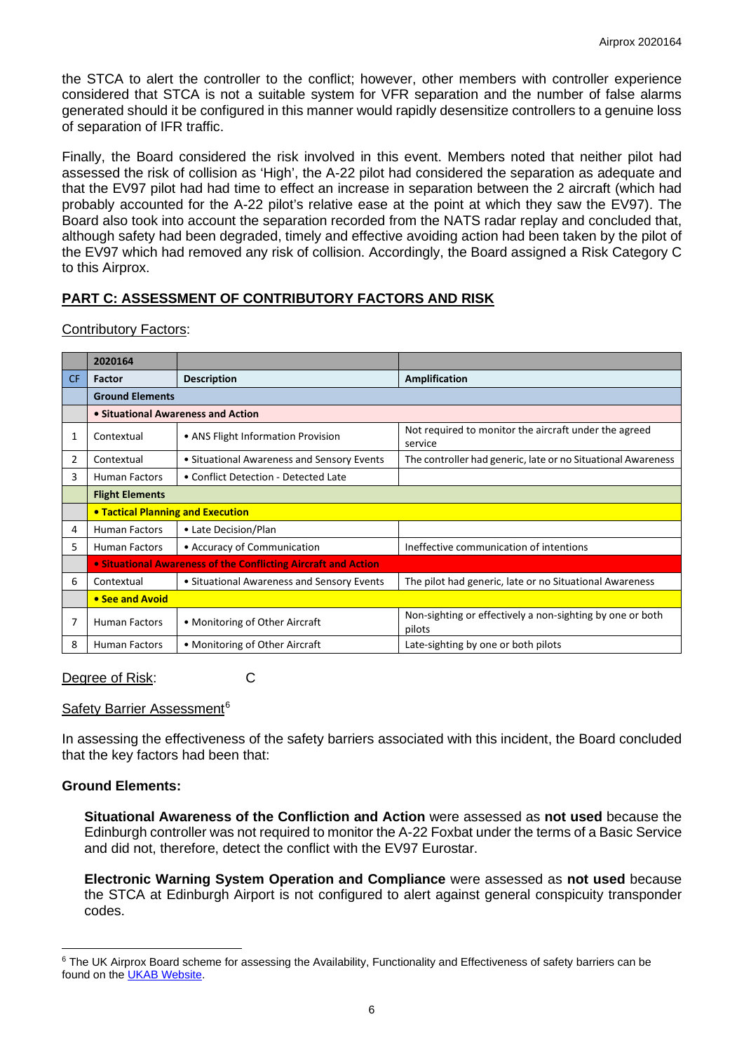the STCA to alert the controller to the conflict; however, other members with controller experience considered that STCA is not a suitable system for VFR separation and the number of false alarms generated should it be configured in this manner would rapidly desensitize controllers to a genuine loss of separation of IFR traffic.

Finally, the Board considered the risk involved in this event. Members noted that neither pilot had assessed the risk of collision as 'High', the A-22 pilot had considered the separation as adequate and that the EV97 pilot had had time to effect an increase in separation between the 2 aircraft (which had probably accounted for the A-22 pilot's relative ease at the point at which they saw the EV97). The Board also took into account the separation recorded from the NATS radar replay and concluded that, although safety had been degraded, timely and effective avoiding action had been taken by the pilot of the EV97 which had removed any risk of collision. Accordingly, the Board assigned a Risk Category C to this Airprox.

## PART C: ASSESSMENT OF CONTRIBUTORY FACTORS AND RISK

Contributory Factors:

| | 2020164 | | |
|---|---|---|---|
| CF | Factor | Description | Amplification |
| | **Ground Elements** | | |
| | **• Situational Awareness and Action** | | |
| 1 | Contextual | • ANS Flight Information Provision | Not required to monitor the aircraft under the agreed service |
| 2 | Contextual | • Situational Awareness and Sensory Events | The controller had generic, late or no Situational Awareness |
| 3 | Human Factors | • Conflict Detection - Detected Late | |
| | **Flight Elements** | | |
| | **• Tactical Planning and Execution** | | |
| 4 | Human Factors | • Late Decision/Plan | |
| 5 | Human Factors | • Accuracy of Communication | Ineffective communication of intentions |
| | **• Situational Awareness of the Conflicting Aircraft and Action** | | |
| 6 | Contextual | • Situational Awareness and Sensory Events | The pilot had generic, late or no Situational Awareness |
| | **• See and Avoid** | | |
| 7 | Human Factors | • Monitoring of Other Aircraft | Non-sighting or effectively a non-sighting by one or both pilots |
| 8 | Human Factors | • Monitoring of Other Aircraft | Late-sighting by one or both pilots |

Degree of Risk: C

Safety Barrier Assessment[6]

In assessing the effectiveness of the safety barriers associated with this incident, the Board concluded that the key factors had been that:

**Ground Elements:**

**Situational Awareness of the Confliction and Action** were assessed as **not used** because the Edinburgh controller was not required to monitor the A-22 Foxbat under the terms of a Basic Service and did not, therefore, detect the conflict with the EV97 Eurostar.

**Electronic Warning System Operation and Compliance** were assessed as **not used** because the STCA at Edinburgh Airport is not configured to alert against general conspicuity transponder codes.

[6] The UK Airprox Board scheme for assessing the Availability, Functionality and Effectiveness of safety barriers can be found on the UKAB Website.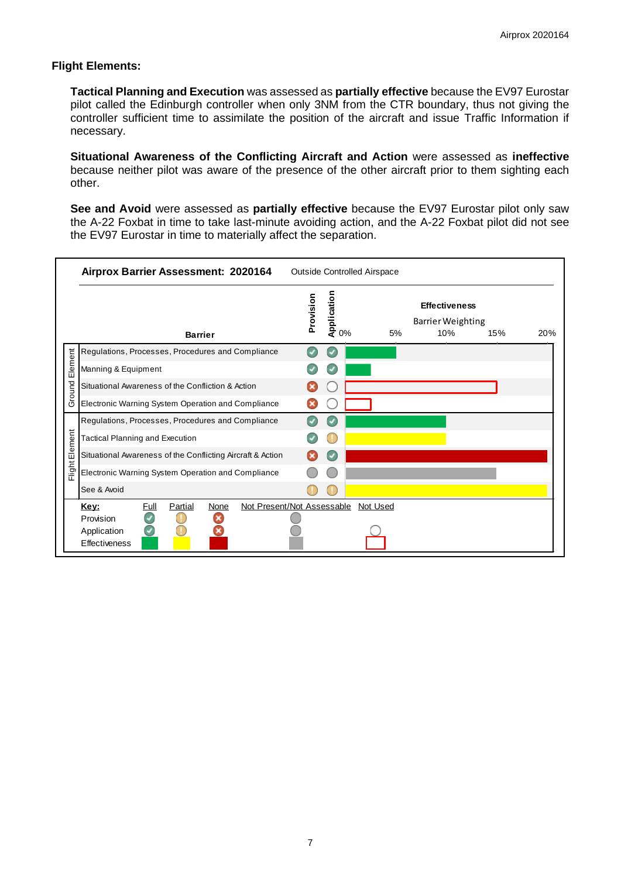## Flight Elements:

**Tactical Planning and Execution** was assessed as **partially effective** because the EV97 Eurostar pilot called the Edinburgh controller when only 3NM from the CTR boundary, thus not giving the controller sufficient time to assimilate the position of the aircraft and issue Traffic Information if necessary.

**Situational Awareness of the Conflicting Aircraft and Action** were assessed as **ineffective** because neither pilot was aware of the presence of the other aircraft prior to them sighting each other.

**See and Avoid** were assessed as **partially effective** because the EV97 Eurostar pilot only saw the A-22 Foxbat in time to take last-minute avoiding action, and the A-22 Foxbat pilot did not see the EV97 Eurostar in time to materially affect the separation.

**Airprox Barrier Assessment: 2020164**

Outside Controlled Airspace

Barrier

Provision

Application

Effectiveness

Barrier Weighting

0% 5% 10% 15% 20%

Ground Element

Regulations, Processes, Procedures and Compliance

Manning & Equipment

Situational Awareness of the Confliction & Action

Electronic Warning System Operation and Compliance

Flight Element

Regulations, Processes, Procedures and Compliance

Tactical Planning and Execution

Situational Awareness of the Conflicting Aircraft & Action

Electronic Warning System Operation and Compliance

See & Avoid

Key: Full Partial None Not Present/Not Assessable Not Used

Provision

Application

Effectiveness